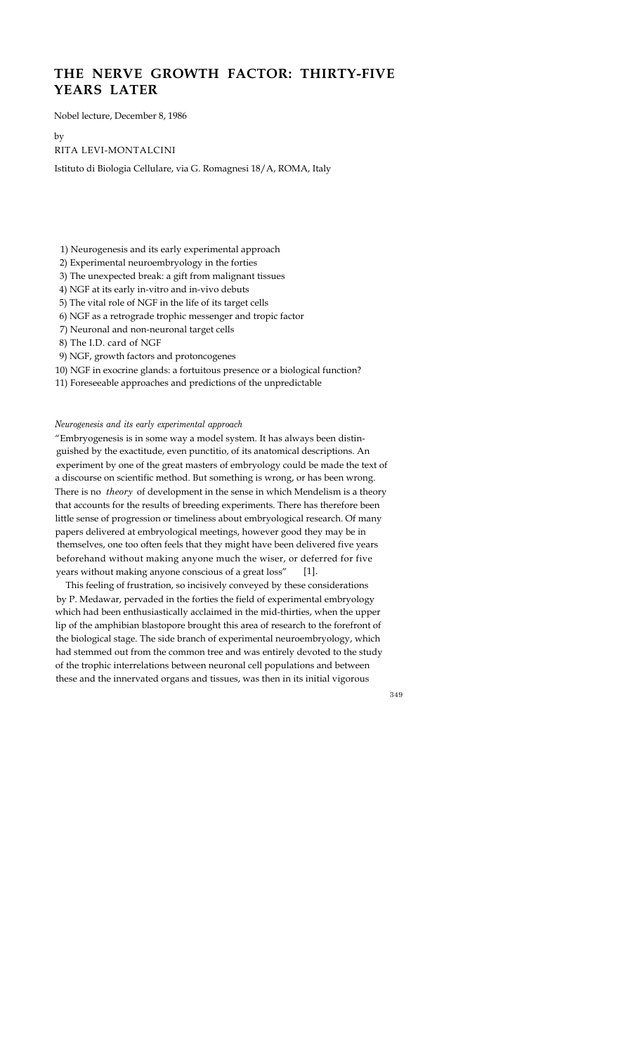# THE NERVE GROWTH FACTOR: THIRTY-FIVE YEARS LATER

Nobel lecture, December 8, 1986

by

RITA LEVI-MONTALCINI

Istituto di Biologia Cellulare, via G. Romagnesi 18/A, ROMA, Italy

1) Neurogenesis and its early experimental approach
2) Experimental neuroembryology in the forties
3) The unexpected break: a gift from malignant tissues
4) NGF at its early in-vitro and in-vivo debuts
5) The vital role of NGF in the life of its target cells
6) NGF as a retrograde trophic messenger and tropic factor
7) Neuronal and non-neuronal target cells
8) The I.D. card of NGF
9) NGF, growth factors and protoncogenes
10) NGF in exocrine glands: a fortuitous presence or a biological function?
11) Foreseeable approaches and predictions of the unpredictable

*Neurogenesis and its early experimental approach*

"Embryogenesis is in some way a model system. It has always been distinguished by the exactitude, even punctitio, of its anatomical descriptions. An experiment by one of the great masters of embryology could be made the text of a discourse on scientific method. But something is wrong, or has been wrong. There is no *theory* of development in the sense in which Mendelism is a theory that accounts for the results of breeding experiments. There has therefore been little sense of progression or timeliness about embryological research. Of many papers delivered at embryological meetings, however good they may be in themselves, one too often feels that they might have been delivered five years beforehand without making anyone much the wiser, or deferred for five years without making anyone conscious of a great loss" [1].

This feeling of frustration, so incisively conveyed by these considerations by P. Medawar, pervaded in the forties the field of experimental embryology which had been enthusiastically acclaimed in the mid-thirties, when the upper lip of the amphibian blastopore brought this area of research to the forefront of the biological stage. The side branch of experimental neuroembryology, which had stemmed out from the common tree and was entirely devoted to the study of the trophic interrelations between neuronal cell populations and between these and the innervated organs and tissues, was then in its initial vigorous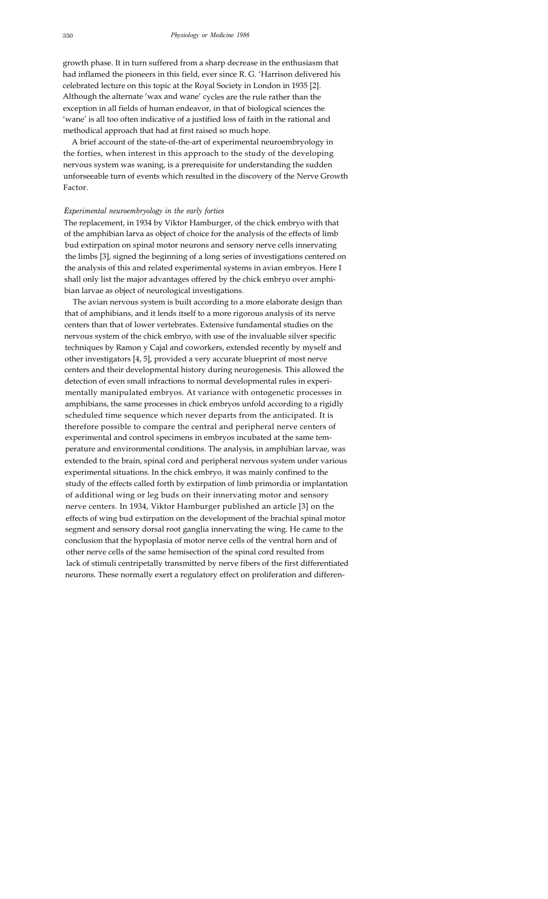growth phase. It in turn suffered from a sharp decrease in the enthusiasm that had inflamed the pioneers in this field, ever since R. G. 'Harrison delivered his celebrated lecture on this topic at the Royal Society in London in 1935 [2]. Although the alternate 'wax and wane' cycles are the rule rather than the exception in all fields of human endeavor, in that of biological sciences the 'wane' is all too often indicative of a justified loss of faith in the rational and methodical approach that had at first raised so much hope.

A brief account of the state-of-the-art of experimental neuroembryology in the forties, when interest in this approach to the study of the developing nervous system was waning, is a prerequisite for understanding the sudden unforseeable turn of events which resulted in the discovery of the Nerve Growth Factor.

### *Experimental neuroembryology in the early forties*

The replacement, in 1934 by Viktor Hamburger, of the chick embryo with that of the amphibian larva as object of choice for the analysis of the effects of limb bud extirpation on spinal motor neurons and sensory nerve cells innervating the limbs [3], signed the beginning of a long series of investigations centered on the analysis of this and related experimental systems in avian embryos. Here I shall only list the major advantages offered by the chick embryo over amphibian larvae as object of neurological investigations.

The avian nervous system is built according to a more elaborate design than that of amphibians, and it lends itself to a more rigorous analysis of its nerve centers than that of lower vertebrates. Extensive fundamental studies on the nervous system of the chick embryo, with use of the invaluable silver specific techniques by Ramon y Cajal and coworkers, extended recently by myself and other investigators [4, 5], provided a very accurate blueprint of most nerve centers and their developmental history during neurogenesis. This allowed the detection of even small infractions to normal developmental rules in experimentally manipulated embryos. At variance with ontogenetic processes in amphibians, the same processes in chick embryos unfold according to a rigidly scheduled time sequence which never departs from the anticipated. It is therefore possible to compare the central and peripheral nerve centers of experimental and control specimens in embryos incubated at the same temperature and environmental conditions. The analysis, in amphibian larvae, was extended to the brain, spinal cord and peripheral nervous system under various experimental situations. In the chick embryo, it was mainly confined to the study of the effects called forth by extirpation of limb primordia or implantation of additional wing or leg buds on their innervating motor and sensory nerve centers. In 1934, Viktor Hamburger published an article [3] on the effects of wing bud extirpation on the development of the brachial spinal motor segment and sensory dorsal root ganglia innervating the wing. He came to the conclusion that the hypoplasia of motor nerve cells of the ventral horn and of other nerve cells of the same hemisection of the spinal cord resulted from lack of stimuli centripetally transmitted by nerve fibers of the first differentiated neurons. These normally exert a regulatory effect on proliferation and differen-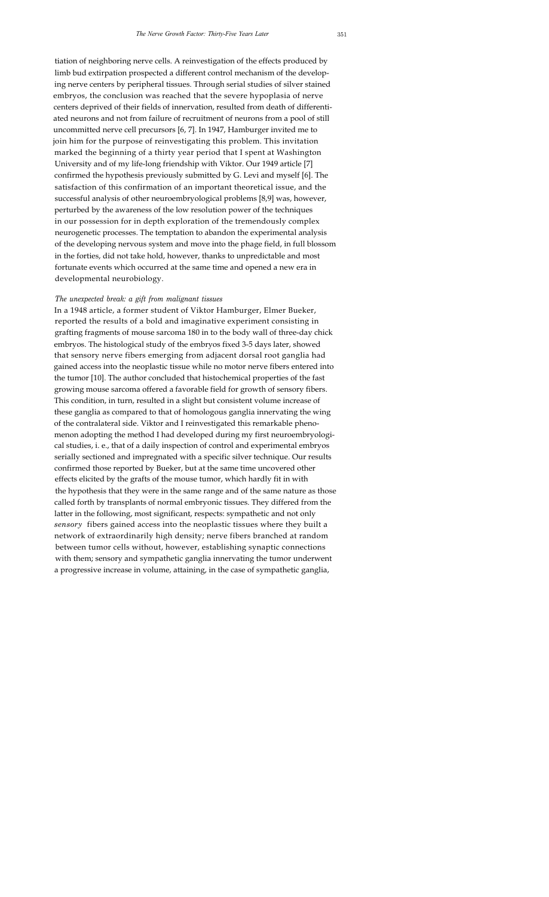tiation of neighboring nerve cells. A reinvestigation of the effects produced by limb bud extirpation prospected a different control mechanism of the developing nerve centers by peripheral tissues. Through serial studies of silver stained embryos, the conclusion was reached that the severe hypoplasia of nerve centers deprived of their fields of innervation, resulted from death of differentiated neurons and not from failure of recruitment of neurons from a pool of still uncommitted nerve cell precursors [6, 7]. In 1947, Hamburger invited me to join him for the purpose of reinvestigating this problem. This invitation marked the beginning of a thirty year period that I spent at Washington University and of my life-long friendship with Viktor. Our 1949 article [7] confirmed the hypothesis previously submitted by G. Levi and myself [6]. The satisfaction of this confirmation of an important theoretical issue, and the successful analysis of other neuroembryological problems [8,9] was, however, perturbed by the awareness of the low resolution power of the techniques in our possession for in depth exploration of the tremendously complex neurogenetic processes. The temptation to abandon the experimental analysis of the developing nervous system and move into the phage field, in full blossom in the forties, did not take hold, however, thanks to unpredictable and most fortunate events which occurred at the same time and opened a new era in developmental neurobiology.

### *The unexpected break: a gift from malignant tissues*

In a 1948 article, a former student of Viktor Hamburger, Elmer Bueker, reported the results of a bold and imaginative experiment consisting in grafting fragments of mouse sarcoma 180 in to the body wall of three-day chick embryos. The histological study of the embryos fixed 3-5 days later, showed that sensory nerve fibers emerging from adjacent dorsal root ganglia had gained access into the neoplastic tissue while no motor nerve fibers entered into the tumor [10]. The author concluded that histochemical properties of the fast growing mouse sarcoma offered a favorable field for growth of sensory fibers. This condition, in turn, resulted in a slight but consistent volume increase of these ganglia as compared to that of homologous ganglia innervating the wing of the contralateral side. Viktor and I reinvestigated this remarkable phenomenon adopting the method I had developed during my first neuroembryological studies, i. e., that of a daily inspection of control and experimental embryos serially sectioned and impregnated with a specific silver technique. Our results confirmed those reported by Bueker, but at the same time uncovered other effects elicited by the grafts of the mouse tumor, which hardly fit in with the hypothesis that they were in the same range and of the same nature as those called forth by transplants of normal embryonic tissues. They differed from the latter in the following, most significant, respects: sympathetic and not only *sensory* fibers gained access into the neoplastic tissues where they built a network of extraordinarily high density; nerve fibers branched at random between tumor cells without, however, establishing synaptic connections with them; sensory and sympathetic ganglia innervating the tumor underwent a progressive increase in volume, attaining, in the case of sympathetic ganglia,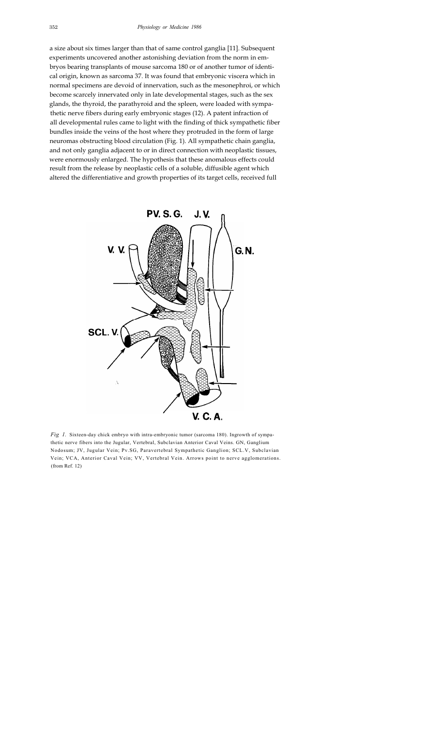a size about six times larger than that of same control ganglia [11]. Subsequent experiments uncovered another astonishing deviation from the norm in embryos bearing transplants of mouse sarcoma 180 or of another tumor of identical origin, known as sarcoma 37. It was found that embryonic viscera which in normal specimens are devoid of innervation, such as the mesonephroi, or which become scarcely innervated only in late developmental stages, such as the sex glands, the thyroid, the parathyroid and the spleen, were loaded with sympathetic nerve fibers during early embryonic stages (12). A patent infraction of all developmental rules came to light with the finding of thick sympathetic fiber bundles inside the veins of the host where they protruded in the form of large neuromas obstructing blood circulation (Fig. 1). All sympathetic chain ganglia, and not only ganglia adjacent to or in direct connection with neoplastic tissues, were enormously enlarged. The hypothesis that these anomalous effects could result from the release by neoplastic cells of a soluble, diffusible agent which altered the differentiative and growth properties of its target cells, received full

*Fig 1.* Sixteen-day chick embryo with intra-embryonic tumor (sarcoma 180). Ingrowth of sympathetic nerve fibers into the Jugular, Vertebral, Subclavian Anterior Caval Veins. GN, Ganglium Nodosum; JV, Jugular Vein; Pv.SG, Paravertebral Sympathetic Ganglion; SCL.V, Subclavian Vein; VCA, Anterior Caval Vein; VV, Vertebral Vein. Arrows point to nerve agglomerations. (from Ref. 12)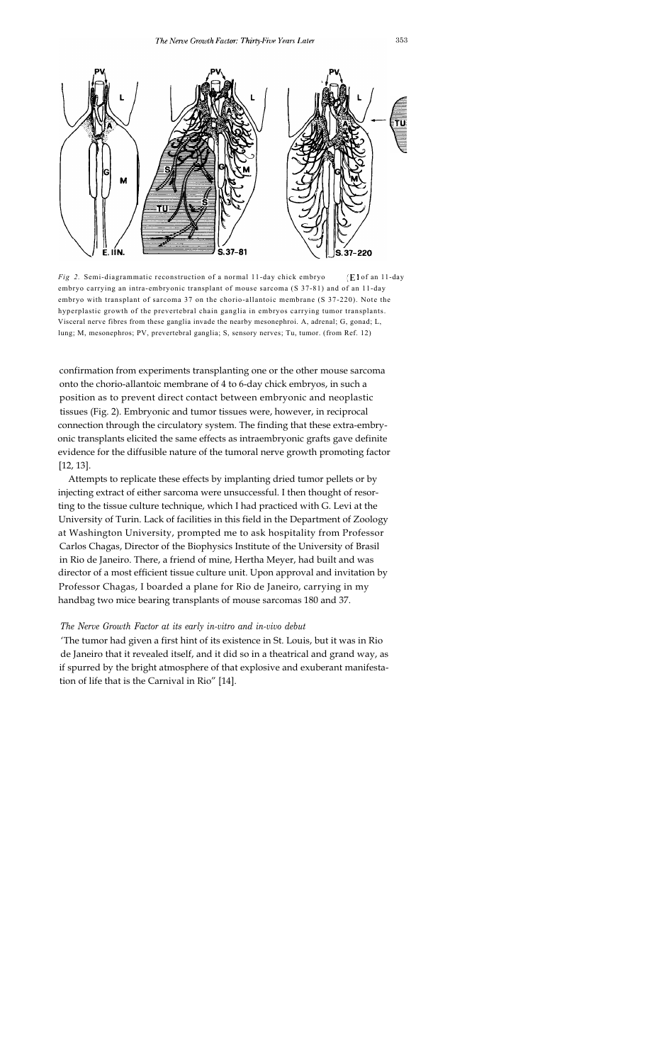*Fig 2.* Semi-diagrammatic reconstruction of a normal 11-day chick embryo (E) of an 11-day embryo carrying an intra-embryonic transplant of mouse sarcoma (S 37-81) and of an 11-day embryo with transplant of sarcoma 37 on the chorio-allantoic membrane (S 37-220). Note the hyperplastic growth of the prevertebral chain ganglia in embryos carrying tumor transplants. Visceral nerve fibres from these ganglia invade the nearby mesonephroi. A, adrenal; G, gonad; L, lung; M, mesonephros; PV, prevertebral ganglia; S, sensory nerves; Tu, tumor. (from Ref. 12)

confirmation from experiments transplanting one or the other mouse sarcoma onto the chorio-allantoic membrane of 4 to 6-day chick embryos, in such a position as to prevent direct contact between embryonic and neoplastic tissues (Fig. 2). Embryonic and tumor tissues were, however, in reciprocal connection through the circulatory system. The finding that these extra-embryonic transplants elicited the same effects as intraembryonic grafts gave definite evidence for the diffusible nature of the tumoral nerve growth promoting factor [12, 13].

Attempts to replicate these effects by implanting dried tumor pellets or by injecting extract of either sarcoma were unsuccessful. I then thought of resorting to the tissue culture technique, which I had practiced with G. Levi at the University of Turin. Lack of facilities in this field in the Department of Zoology at Washington University, prompted me to ask hospitality from Professor Carlos Chagas, Director of the Biophysics Institute of the University of Brasil in Rio de Janeiro. There, a friend of mine, Hertha Meyer, had built and was director of a most efficient tissue culture unit. Upon approval and invitation by Professor Chagas, I boarded a plane for Rio de Janeiro, carrying in my handbag two mice bearing transplants of mouse sarcomas 180 and 37.

### *The Nerve Growth Factor at its early in-vitro and in-vivo debut*

'The tumor had given a first hint of its existence in St. Louis, but it was in Rio de Janeiro that it revealed itself, and it did so in a theatrical and grand way, as if spurred by the bright atmosphere of that explosive and exuberant manifestation of life that is the Carnival in Rio" [14].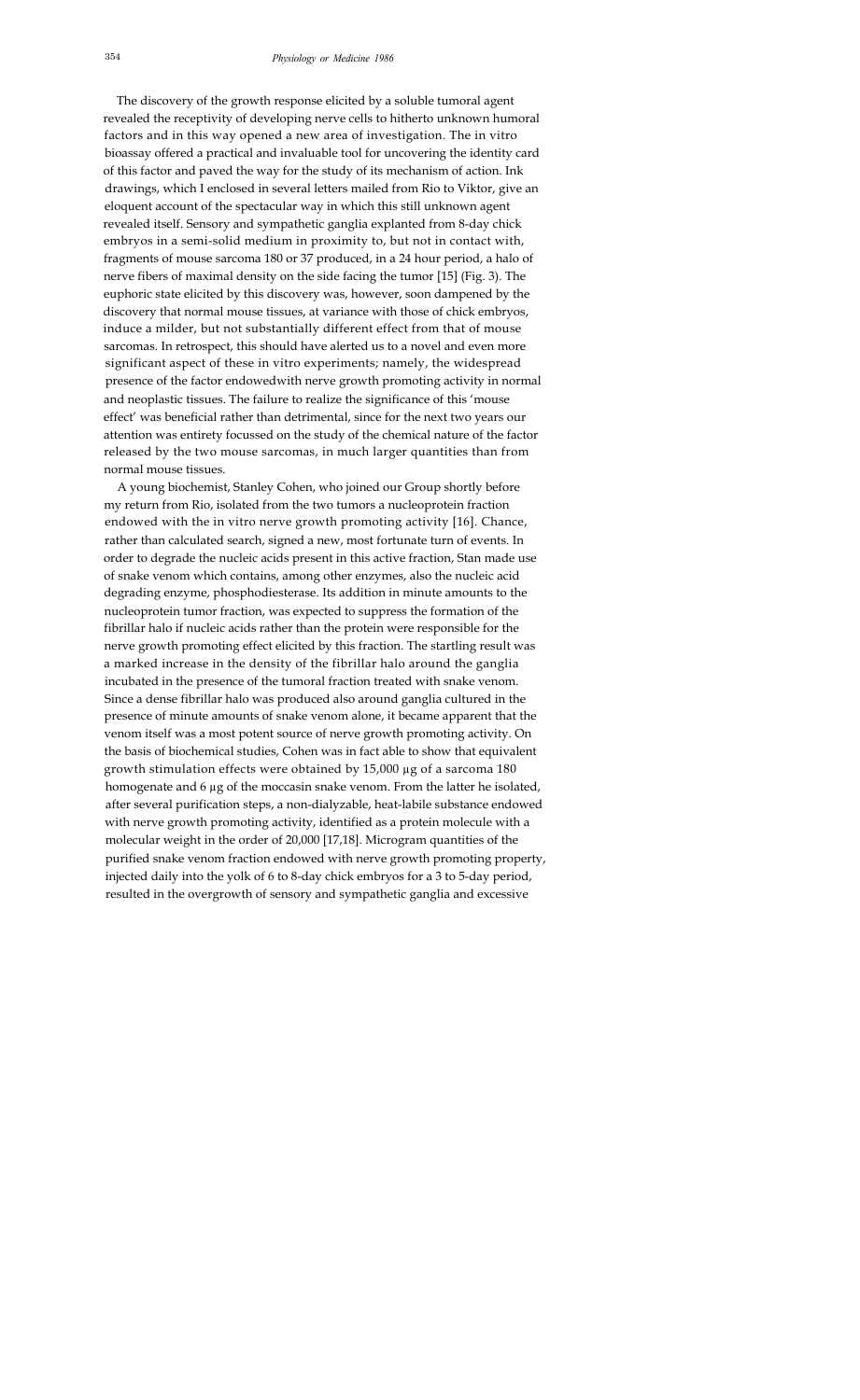The discovery of the growth response elicited by a soluble tumoral agent revealed the receptivity of developing nerve cells to hitherto unknown humoral factors and in this way opened a new area of investigation. The in vitro bioassay offered a practical and invaluable tool for uncovering the identity card of this factor and paved the way for the study of its mechanism of action. Ink drawings, which I enclosed in several letters mailed from Rio to Viktor, give an eloquent account of the spectacular way in which this still unknown agent revealed itself. Sensory and sympathetic ganglia explanted from 8-day chick embryos in a semi-solid medium in proximity to, but not in contact with, fragments of mouse sarcoma 180 or 37 produced, in a 24 hour period, a halo of nerve fibers of maximal density on the side facing the tumor [15] (Fig. 3). The euphoric state elicited by this discovery was, however, soon dampened by the discovery that normal mouse tissues, at variance with those of chick embryos, induce a milder, but not substantially different effect from that of mouse sarcomas. In retrospect, this should have alerted us to a novel and even more significant aspect of these in vitro experiments; namely, the widespread presence of the factor endowedwith nerve growth promoting activity in normal and neoplastic tissues. The failure to realize the significance of this 'mouse effect' was beneficial rather than detrimental, since for the next two years our attention was entirety focussed on the study of the chemical nature of the factor released by the two mouse sarcomas, in much larger quantities than from normal mouse tissues.

A young biochemist, Stanley Cohen, who joined our Group shortly before my return from Rio, isolated from the two tumors a nucleoprotein fraction endowed with the in vitro nerve growth promoting activity [16]. Chance, rather than calculated search, signed a new, most fortunate turn of events. In order to degrade the nucleic acids present in this active fraction, Stan made use of snake venom which contains, among other enzymes, also the nucleic acid degrading enzyme, phosphodiesterase. Its addition in minute amounts to the nucleoprotein tumor fraction, was expected to suppress the formation of the fibrillar halo if nucleic acids rather than the protein were responsible for the nerve growth promoting effect elicited by this fraction. The startling result was a marked increase in the density of the fibrillar halo around the ganglia incubated in the presence of the tumoral fraction treated with snake venom. Since a dense fibrillar halo was produced also around ganglia cultured in the presence of minute amounts of snake venom alone, it became apparent that the venom itself was a most potent source of nerve growth promoting activity. On the basis of biochemical studies, Cohen was in fact able to show that equivalent growth stimulation effects were obtained by 15,000 μg of a sarcoma 180 homogenate and 6 μg of the moccasin snake venom. From the latter he isolated, after several purification steps, a non-dialyzable, heat-labile substance endowed with nerve growth promoting activity, identified as a protein molecule with a molecular weight in the order of 20,000 [17,18]. Microgram quantities of the purified snake venom fraction endowed with nerve growth promoting property, injected daily into the yolk of 6 to 8-day chick embryos for a 3 to 5-day period, resulted in the overgrowth of sensory and sympathetic ganglia and excessive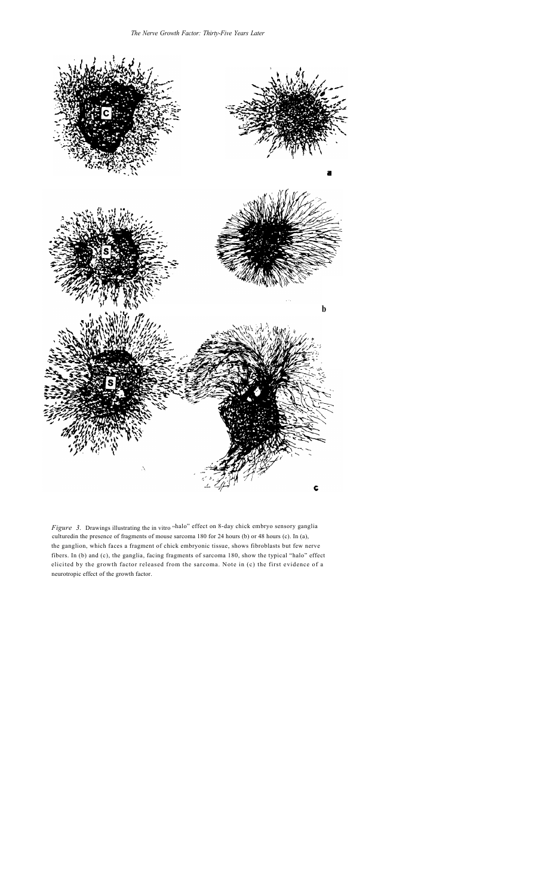*Figure 3.* Drawings illustrating the in vitro "halo" effect on 8-day chick embryo sensory ganglia culturedin the presence of fragments of mouse sarcoma 180 for 24 hours (b) or 48 hours (c). In (a), the ganglion, which faces a fragment of chick embryonic tissue, shows fibroblasts but few nerve fibers. In (b) and (c), the ganglia, facing fragments of sarcoma 180, show the typical "halo" effect elicited by the growth factor released from the sarcoma. Note in (c) the first evidence of a neurotropic effect of the growth factor.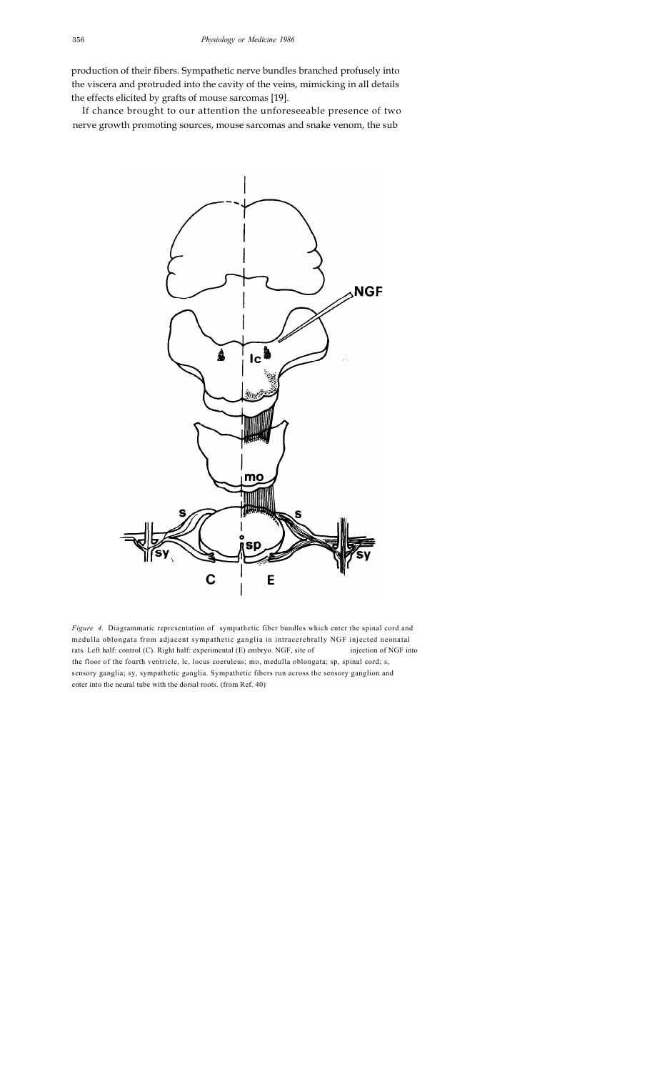production of their fibers. Sympathetic nerve bundles branched profusely into the viscera and protruded into the cavity of the veins, mimicking in all details the effects elicited by grafts of mouse sarcomas [19].

If chance brought to our attention the unforeseeable presence of two nerve growth promoting sources, mouse sarcomas and snake venom, the sub

*Figure 4.* Diagrammatic representation of sympathetic fiber bundles which enter the spinal cord and medulla oblongata from adjacent sympathetic ganglia in intracerebrally NGF injected neonatal rats. Left half: control (C). Right half: experimental (E) embryo. NGF, site of injection of NGF into the floor of the fourth ventricle, lc, locus coeruleus; mo, medulla oblongata; sp, spinal cord; s, sensory ganglia; sy, sympathetic ganglia. Sympathetic fibers run across the sensory ganglion and enter into the neural tube with the dorsal roots. (from Ref. 40)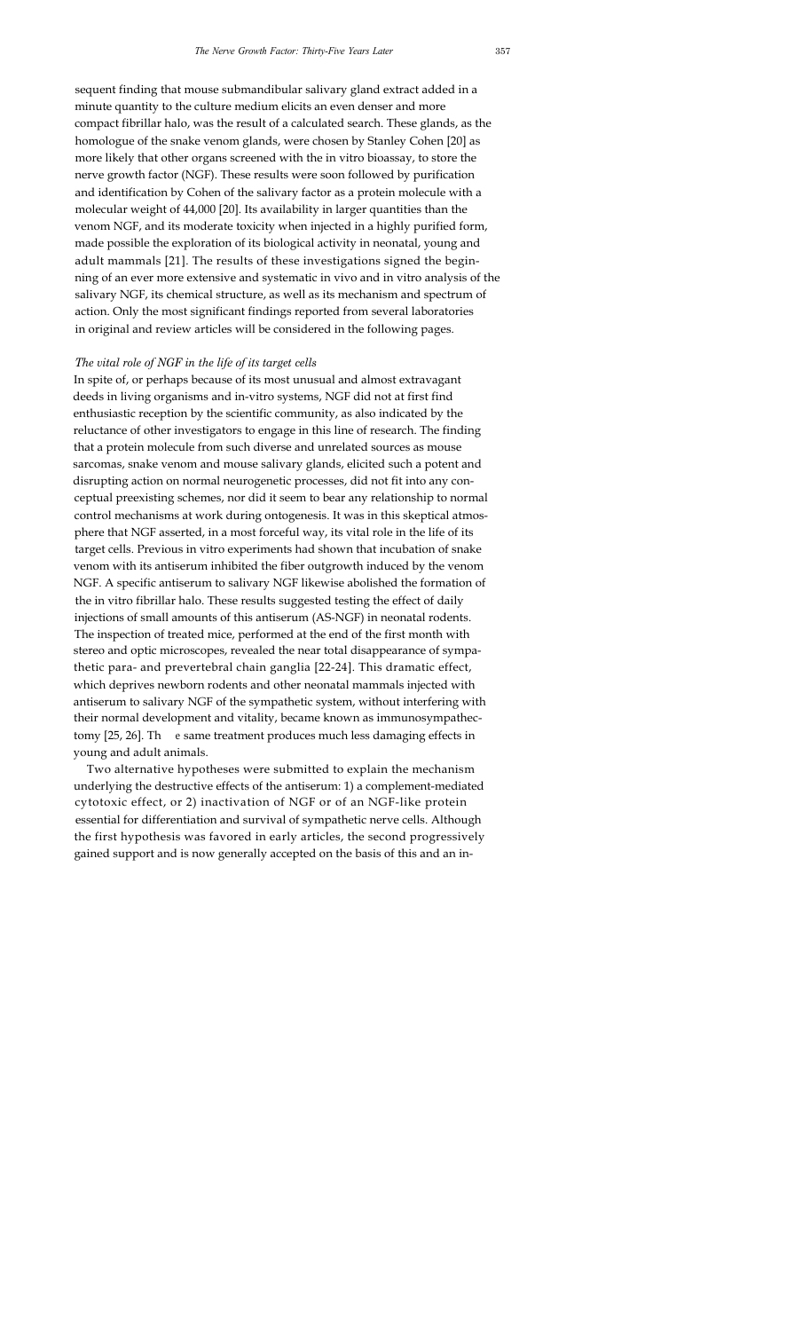sequent finding that mouse submandibular salivary gland extract added in a minute quantity to the culture medium elicits an even denser and more compact fibrillar halo, was the result of a calculated search. These glands, as the homologue of the snake venom glands, were chosen by Stanley Cohen [20] as more likely that other organs screened with the in vitro bioassay, to store the nerve growth factor (NGF). These results were soon followed by purification and identification by Cohen of the salivary factor as a protein molecule with a molecular weight of 44,000 [20]. Its availability in larger quantities than the venom NGF, and its moderate toxicity when injected in a highly purified form, made possible the exploration of its biological activity in neonatal, young and adult mammals [21]. The results of these investigations signed the beginning of an ever more extensive and systematic in vivo and in vitro analysis of the salivary NGF, its chemical structure, as well as its mechanism and spectrum of action. Only the most significant findings reported from several laboratories in original and review articles will be considered in the following pages.

*The vital role of NGF in the life of its target cells*

In spite of, or perhaps because of its most unusual and almost extravagant deeds in living organisms and in-vitro systems, NGF did not at first find enthusiastic reception by the scientific community, as also indicated by the reluctance of other investigators to engage in this line of research. The finding that a protein molecule from such diverse and unrelated sources as mouse sarcomas, snake venom and mouse salivary glands, elicited such a potent and disrupting action on normal neurogenetic processes, did not fit into any conceptual preexisting schemes, nor did it seem to bear any relationship to normal control mechanisms at work during ontogenesis. It was in this skeptical atmosphere that NGF asserted, in a most forceful way, its vital role in the life of its target cells. Previous in vitro experiments had shown that incubation of snake venom with its antiserum inhibited the fiber outgrowth induced by the venom NGF. A specific antiserum to salivary NGF likewise abolished the formation of the in vitro fibrillar halo. These results suggested testing the effect of daily injections of small amounts of this antiserum (AS-NGF) in neonatal rodents. The inspection of treated mice, performed at the end of the first month with stereo and optic microscopes, revealed the near total disappearance of sympathetic para- and prevertebral chain ganglia [22-24]. This dramatic effect, which deprives newborn rodents and other neonatal mammals injected with antiserum to salivary NGF of the sympathetic system, without interfering with their normal development and vitality, became known as immunosympathectomy [25, 26]. The same treatment produces much less damaging effects in young and adult animals.

Two alternative hypotheses were submitted to explain the mechanism underlying the destructive effects of the antiserum: 1) a complement-mediated cytotoxic effect, or 2) inactivation of NGF or of an NGF-like protein essential for differentiation and survival of sympathetic nerve cells. Although the first hypothesis was favored in early articles, the second progressively gained support and is now generally accepted on the basis of this and an in-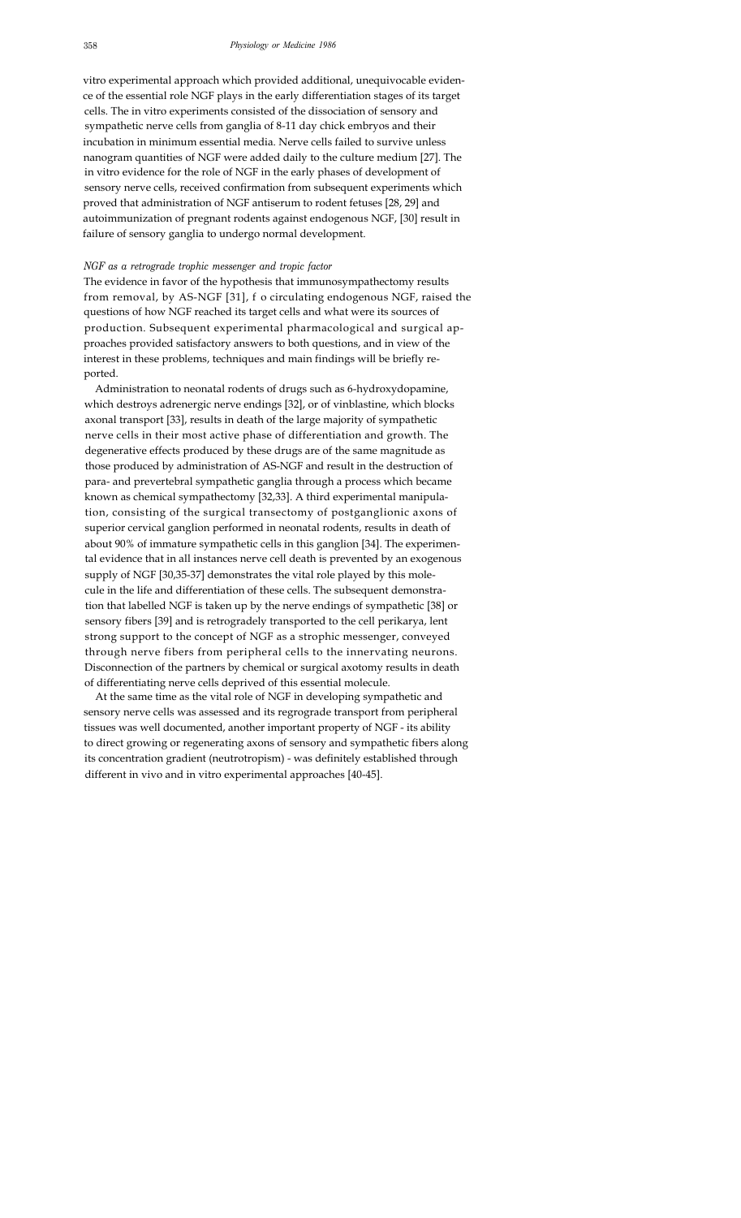vitro experimental approach which provided additional, unequivocable evidence of the essential role NGF plays in the early differentiation stages of its target cells. The in vitro experiments consisted of the dissociation of sensory and sympathetic nerve cells from ganglia of 8-11 day chick embryos and their incubation in minimum essential media. Nerve cells failed to survive unless nanogram quantities of NGF were added daily to the culture medium [27]. The in vitro evidence for the role of NGF in the early phases of development of sensory nerve cells, received confirmation from subsequent experiments which proved that administration of NGF antiserum to rodent fetuses [28, 29] and autoimmunization of pregnant rodents against endogenous NGF, [30] result in failure of sensory ganglia to undergo normal development.

*NGF as a retrograde trophic messenger and tropic factor*

The evidence in favor of the hypothesis that immunosympathectomy results from removal, by AS-NGF [31], f o circulating endogenous NGF, raised the questions of how NGF reached its target cells and what were its sources of production. Subsequent experimental pharmacological and surgical approaches provided satisfactory answers to both questions, and in view of the interest in these problems, techniques and main findings will be briefly reported.

Administration to neonatal rodents of drugs such as 6-hydroxydopamine, which destroys adrenergic nerve endings [32], or of vinblastine, which blocks axonal transport [33], results in death of the large majority of sympathetic nerve cells in their most active phase of differentiation and growth. The degenerative effects produced by these drugs are of the same magnitude as those produced by administration of AS-NGF and result in the destruction of para- and prevertebral sympathetic ganglia through a process which became known as chemical sympathectomy [32,33]. A third experimental manipulation, consisting of the surgical transectomy of postganglionic axons of superior cervical ganglion performed in neonatal rodents, results in death of about 90% of immature sympathetic cells in this ganglion [34]. The experimental evidence that in all instances nerve cell death is prevented by an exogenous supply of NGF [30,35-37] demonstrates the vital role played by this molecule in the life and differentiation of these cells. The subsequent demonstration that labelled NGF is taken up by the nerve endings of sympathetic [38] or sensory fibers [39] and is retrogradely transported to the cell perikarya, lent strong support to the concept of NGF as a strophic messenger, conveyed through nerve fibers from peripheral cells to the innervating neurons. Disconnection of the partners by chemical or surgical axotomy results in death of differentiating nerve cells deprived of this essential molecule.

At the same time as the vital role of NGF in developing sympathetic and sensory nerve cells was assessed and its regrograde transport from peripheral tissues was well documented, another important property of NGF - its ability to direct growing or regenerating axons of sensory and sympathetic fibers along its concentration gradient (neutrotropism) - was definitely established through different in vivo and in vitro experimental approaches [40-45].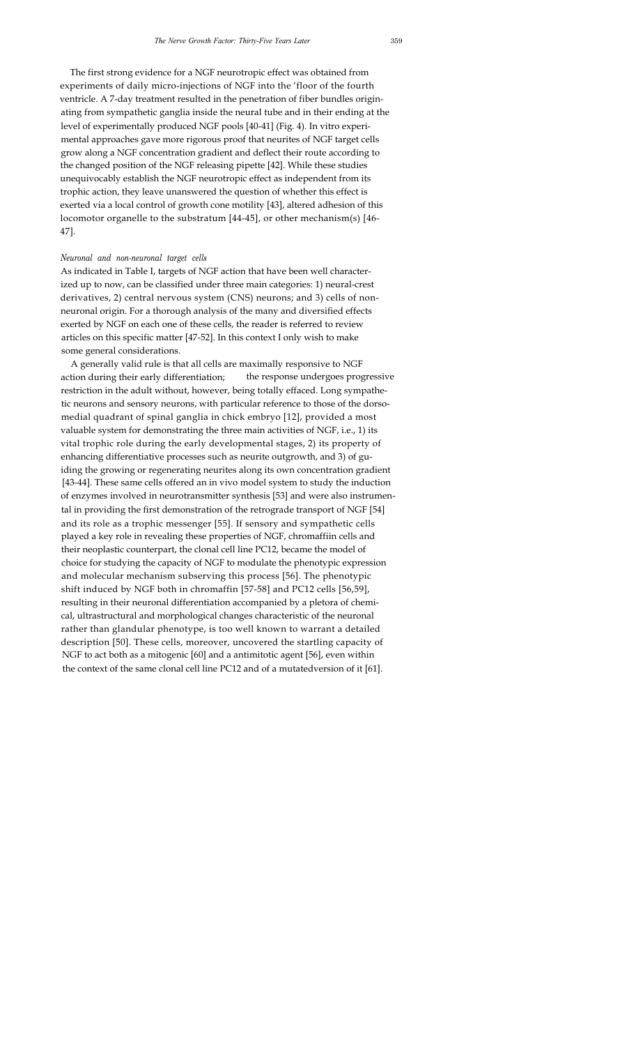The first strong evidence for a NGF neurotropic effect was obtained from experiments of daily micro-injections of NGF into the 'floor of the fourth ventricle. A 7-day treatment resulted in the penetration of fiber bundles originating from sympathetic ganglia inside the neural tube and in their ending at the level of experimentally produced NGF pools [40-41] (Fig. 4). In vitro experimental approaches gave more rigorous proof that neurites of NGF target cells grow along a NGF concentration gradient and deflect their route according to the changed position of the NGF releasing pipette [42]. While these studies unequivocably establish the NGF neurotropic effect as independent from its trophic action, they leave unanswered the question of whether this effect is exerted via a local control of growth cone motility [43], altered adhesion of this locomotor organelle to the substratum [44-45], or other mechanism(s) [46-47].

*Neuronal and non-neuronal target cells*

As indicated in Table I, targets of NGF action that have been well characterized up to now, can be classified under three main categories: 1) neural-crest derivatives, 2) central nervous system (CNS) neurons; and 3) cells of non-neuronal origin. For a thorough analysis of the many and diversified effects exerted by NGF on each one of these cells, the reader is referred to review articles on this specific matter [47-52]. In this context I only wish to make some general considerations.

A generally valid rule is that all cells are maximally responsive to NGF action during their early differentiation; the response undergoes progressive restriction in the adult without, however, being totally effaced. Long sympathetic neurons and sensory neurons, with particular reference to those of the dorso-medial quadrant of spinal ganglia in chick embryo [12], provided a most valuable system for demonstrating the three main activities of NGF, i.e., 1) its vital trophic role during the early developmental stages, 2) its property of enhancing differentiative processes such as neurite outgrowth, and 3) of guiding the growing or regenerating neurites along its own concentration gradient [43-44]. These same cells offered an in vivo model system to study the induction of enzymes involved in neurotransmitter synthesis [53] and were also instrumental in providing the first demonstration of the retrograde transport of NGF [54] and its role as a trophic messenger [55]. If sensory and sympathetic cells played a key role in revealing these properties of NGF, chromaffiin cells and their neoplastic counterpart, the clonal cell line PC12, became the model of choice for studying the capacity of NGF to modulate the phenotypic expression and molecular mechanism subserving this process [56]. The phenotypic shift induced by NGF both in chromaffin [57-58] and PC12 cells [56,59], resulting in their neuronal differentiation accompanied by a pletora of chemical, ultrastructural and morphological changes characteristic of the neuronal rather than glandular phenotype, is too well known to warrant a detailed description [50]. These cells, moreover, uncovered the startling capacity of NGF to act both as a mitogenic [60] and a antimitotic agent [56], even within the context of the same clonal cell line PC12 and of a mutatedversion of it [61].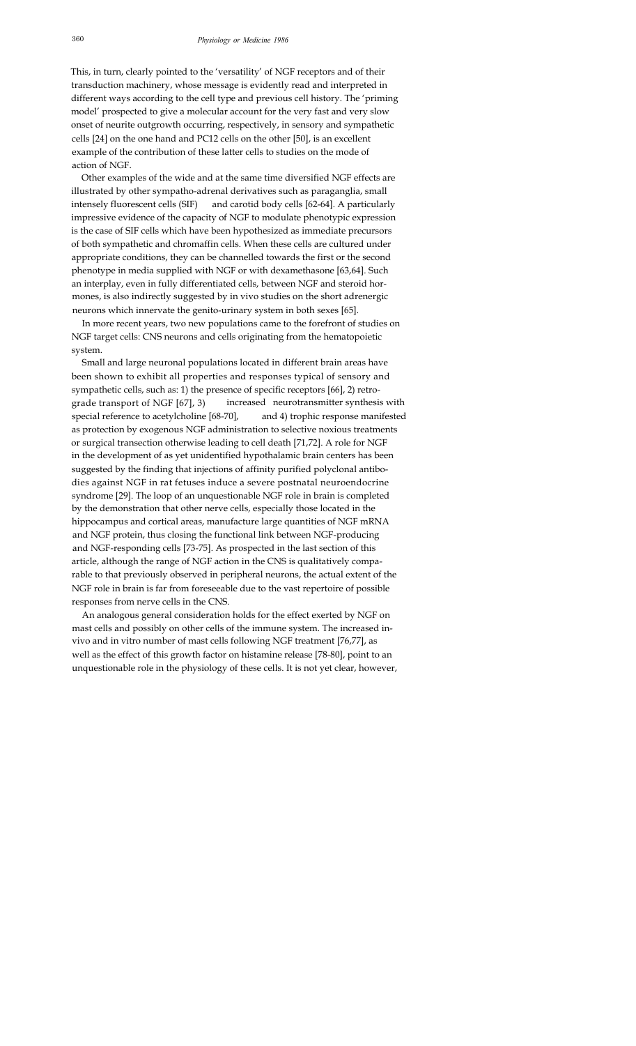This, in turn, clearly pointed to the 'versatility' of NGF receptors and of their transduction machinery, whose message is evidently read and interpreted in different ways according to the cell type and previous cell history. The 'priming model' prospected to give a molecular account for the very fast and very slow onset of neurite outgrowth occurring, respectively, in sensory and sympathetic cells [24] on the one hand and PC12 cells on the other [50], is an excellent example of the contribution of these latter cells to studies on the mode of action of NGF.

Other examples of the wide and at the same time diversified NGF effects are illustrated by other sympatho-adrenal derivatives such as paraganglia, small intensely fluorescent cells (SIF) and carotid body cells [62-64]. A particularly impressive evidence of the capacity of NGF to modulate phenotypic expression is the case of SIF cells which have been hypothesized as immediate precursors of both sympathetic and chromaffin cells. When these cells are cultured under appropriate conditions, they can be channelled towards the first or the second phenotype in media supplied with NGF or with dexamethasone [63,64]. Such an interplay, even in fully differentiated cells, between NGF and steroid hormones, is also indirectly suggested by in vivo studies on the short adrenergic neurons which innervate the genito-urinary system in both sexes [65].

In more recent years, two new populations came to the forefront of studies on NGF target cells: CNS neurons and cells originating from the hematopoietic system.

Small and large neuronal populations located in different brain areas have been shown to exhibit all properties and responses typical of sensory and sympathetic cells, such as: 1) the presence of specific receptors [66], 2) retrograde transport of NGF [67], 3) increased neurotransmitter synthesis with special reference to acetylcholine [68-70], and 4) trophic response manifested as protection by exogenous NGF administration to selective noxious treatments or surgical transection otherwise leading to cell death [71,72]. A role for NGF in the development of as yet unidentified hypothalamic brain centers has been suggested by the finding that injections of affinity purified polyclonal antibodies against NGF in rat fetuses induce a severe postnatal neuroendocrine syndrome [29]. The loop of an unquestionable NGF role in brain is completed by the demonstration that other nerve cells, especially those located in the hippocampus and cortical areas, manufacture large quantities of NGF mRNA and NGF protein, thus closing the functional link between NGF-producing and NGF-responding cells [73-75]. As prospected in the last section of this article, although the range of NGF action in the CNS is qualitatively comparable to that previously observed in peripheral neurons, the actual extent of the NGF role in brain is far from foreseeable due to the vast repertoire of possible responses from nerve cells in the CNS.

An analogous general consideration holds for the effect exerted by NGF on mast cells and possibly on other cells of the immune system. The increased in-vivo and in vitro number of mast cells following NGF treatment [76,77], as well as the effect of this growth factor on histamine release [78-80], point to an unquestionable role in the physiology of these cells. It is not yet clear, however,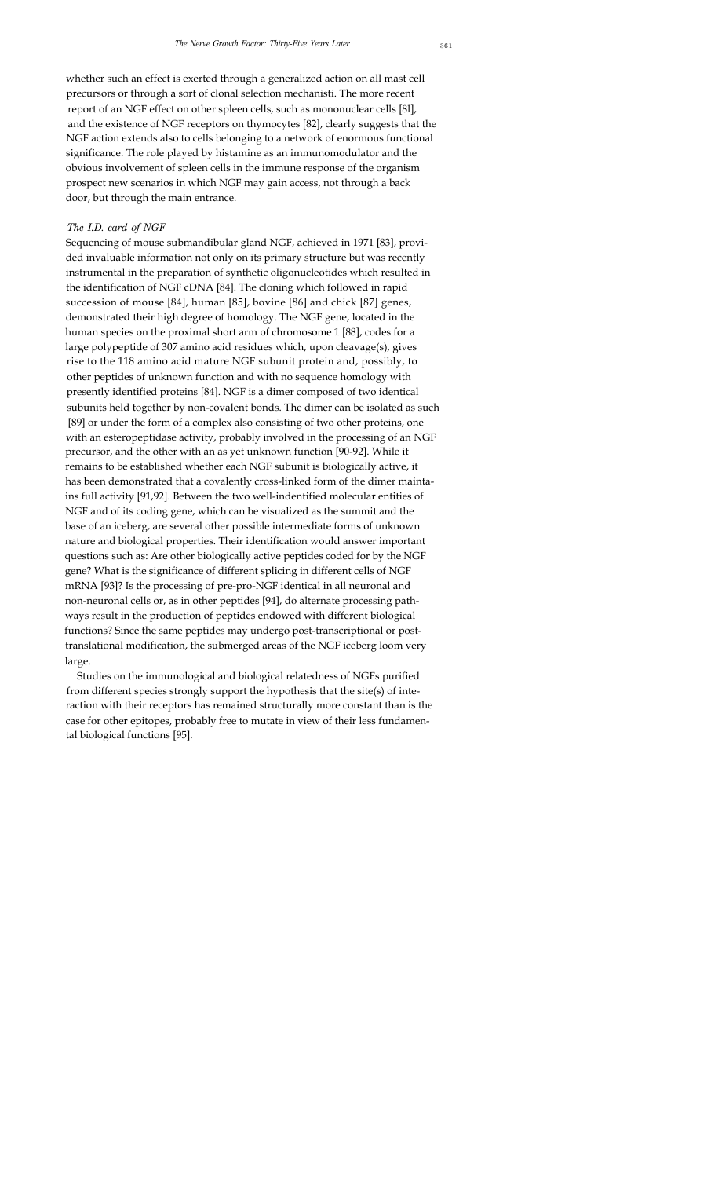whether such an effect is exerted through a generalized action on all mast cell precursors or through a sort of clonal selection mechanisti. The more recent report of an NGF effect on other spleen cells, such as mononuclear cells [8l], and the existence of NGF receptors on thymocytes [82], clearly suggests that the NGF action extends also to cells belonging to a network of enormous functional significance. The role played by histamine as an immunomodulator and the obvious involvement of spleen cells in the immune response of the organism prospect new scenarios in which NGF may gain access, not through a back door, but through the main entrance.

### *The I.D. card of NGF*

Sequencing of mouse submandibular gland NGF, achieved in 1971 [83], provided invaluable information not only on its primary structure but was recently instrumental in the preparation of synthetic oligonucleotides which resulted in the identification of NGF cDNA [84]. The cloning which followed in rapid succession of mouse [84], human [85], bovine [86] and chick [87] genes, demonstrated their high degree of homology. The NGF gene, located in the human species on the proximal short arm of chromosome 1 [88], codes for a large polypeptide of 307 amino acid residues which, upon cleavage(s), gives rise to the 118 amino acid mature NGF subunit protein and, possibly, to other peptides of unknown function and with no sequence homology with presently identified proteins [84]. NGF is a dimer composed of two identical subunits held together by non-covalent bonds. The dimer can be isolated as such [89] or under the form of a complex also consisting of two other proteins, one with an esteropeptidase activity, probably involved in the processing of an NGF precursor, and the other with an as yet unknown function [90-92]. While it remains to be established whether each NGF subunit is biologically active, it has been demonstrated that a covalently cross-linked form of the dimer maintains full activity [91,92]. Between the two well-indentified molecular entities of NGF and of its coding gene, which can be visualized as the summit and the base of an iceberg, are several other possible intermediate forms of unknown nature and biological properties. Their identification would answer important questions such as: Are other biologically active peptides coded for by the NGF gene? What is the significance of different splicing in different cells of NGF mRNA [93]? Is the processing of pre-pro-NGF identical in all neuronal and non-neuronal cells or, as in other peptides [94], do alternate processing pathways result in the production of peptides endowed with different biological functions? Since the same peptides may undergo post-transcriptional or post-translational modification, the submerged areas of the NGF iceberg loom very large.

Studies on the immunological and biological relatedness of NGFs purified from different species strongly support the hypothesis that the site(s) of interaction with their receptors has remained structurally more constant than is the case for other epitopes, probably free to mutate in view of their less fundamental biological functions [95].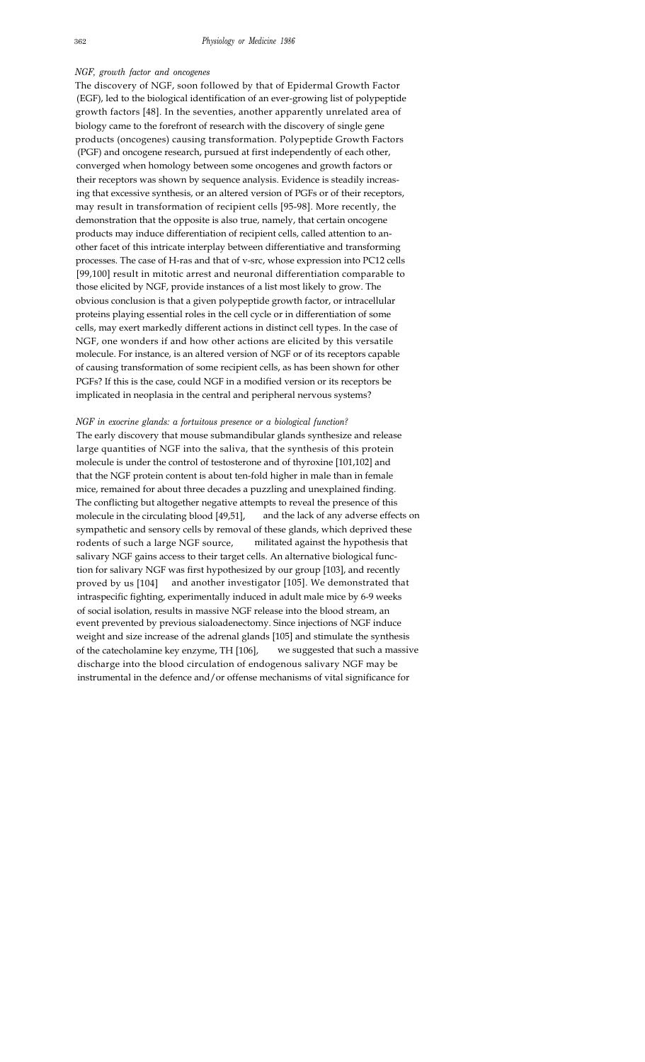### *NGF, growth factor and oncogenes*

The discovery of NGF, soon followed by that of Epidermal Growth Factor (EGF), led to the biological identification of an ever-growing list of polypeptide growth factors [48]. In the seventies, another apparently unrelated area of biology came to the forefront of research with the discovery of single gene products (oncogenes) causing transformation. Polypeptide Growth Factors (PGF) and oncogene research, pursued at first independently of each other, converged when homology between some oncogenes and growth factors or their receptors was shown by sequence analysis. Evidence is steadily increasing that excessive synthesis, or an altered version of PGFs or of their receptors, may result in transformation of recipient cells [95-98]. More recently, the demonstration that the opposite is also true, namely, that certain oncogene products may induce differentiation of recipient cells, called attention to another facet of this intricate interplay between differentiative and transforming processes. The case of H-ras and that of v-src, whose expression into PC12 cells [99,100] result in mitotic arrest and neuronal differentiation comparable to those elicited by NGF, provide instances of a list most likely to grow. The obvious conclusion is that a given polypeptide growth factor, or intracellular proteins playing essential roles in the cell cycle or in differentiation of some cells, may exert markedly different actions in distinct cell types. In the case of NGF, one wonders if and how other actions are elicited by this versatile molecule. For instance, is an altered version of NGF or of its receptors capable of causing transformation of some recipient cells, as has been shown for other PGFs? If this is the case, could NGF in a modified version or its receptors be implicated in neoplasia in the central and peripheral nervous systems?

### *NGF in exocrine glands: a fortuitous presence or a biological function?*

The early discovery that mouse submandibular glands synthesize and release large quantities of NGF into the saliva, that the synthesis of this protein molecule is under the control of testosterone and of thyroxine [101,102] and that the NGF protein content is about ten-fold higher in male than in female mice, remained for about three decades a puzzling and unexplained finding. The conflicting but altogether negative attempts to reveal the presence of this molecule in the circulating blood [49,51], and the lack of any adverse effects on sympathetic and sensory cells by removal of these glands, which deprived these rodents of such a large NGF source, militated against the hypothesis that salivary NGF gains access to their target cells. An alternative biological function for salivary NGF was first hypothesized by our group [103], and recently proved by us [104] and another investigator [105]. We demonstrated that intraspecific fighting, experimentally induced in adult male mice by 6-9 weeks of social isolation, results in massive NGF release into the blood stream, an event prevented by previous sialoadenectomy. Since injections of NGF induce weight and size increase of the adrenal glands [105] and stimulate the synthesis of the catecholamine key enzyme, TH [106], we suggested that such a massive discharge into the blood circulation of endogenous salivary NGF may be instrumental in the defence and/or offense mechanisms of vital significance for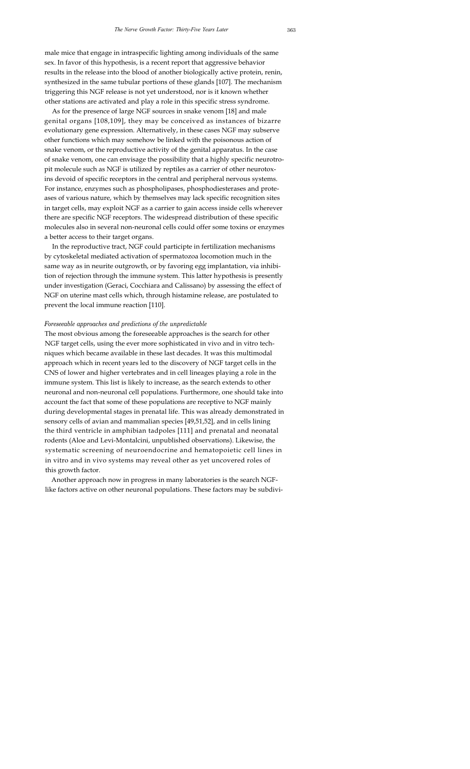male mice that engage in intraspecific fighting among individuals of the same sex. In favor of this hypothesis, is a recent report that aggressive behavior results in the release into the blood of another biologically active protein, renin, synthesized in the same tubular portions of these glands [107]. The mechanism triggering this NGF release is not yet understood, nor is it known whether other stations are activated and play a role in this specific stress syndrome.

As for the presence of large NGF sources in snake venom [18] and male genital organs [108,109], they may be conceived as instances of bizarre evolutionary gene expression. Alternatively, in these cases NGF may subserve other functions which may somehow be linked with the poisonous action of snake venom, or the reproductive activity of the genital apparatus. In the case of snake venom, one can envisage the possibility that a highly specific neurotropit molecule such as NGF is utilized by reptiles as a carrier of other neurotoxins devoid of specific receptors in the central and peripheral nervous systems. For instance, enzymes such as phospholipases, phosphodiesterases and proteases of various nature, which by themselves may lack specific recognition sites in target cells, may exploit NGF as a carrier to gain access inside cells wherever there are specific NGF receptors. The widespread distribution of these specific molecules also in several non-neuronal cells could offer some toxins or enzymes a better access to their target organs.

In the reproductive tract, NGF could participte in fertilization mechanisms by cytoskeletal mediated activation of spermatozoa locomotion much in the same way as in neurite outgrowth, or by favoring egg implantation, via inhibition of rejection through the immune system. This latter hypothesis is presently under investigation (Geraci, Cocchiara and Calissano) by assessing the effect of NGF on uterine mast cells which, through histamine release, are postulated to prevent the local immune reaction [110].

*Foreseeable approaches and predictions of the unpredictable*

The most obvious among the foreseeable approaches is the search for other NGF target cells, using the ever more sophisticated in vivo and in vitro techniques which became available in these last decades. It was this multimodal approach which in recent years led to the discovery of NGF target cells in the CNS of lower and higher vertebrates and in cell lineages playing a role in the immune system. This list is likely to increase, as the search extends to other neuronal and non-neuronal cell populations. Furthermore, one should take into account the fact that some of these populations are receptive to NGF mainly during developmental stages in prenatal life. This was already demonstrated in sensory cells of avian and mammalian species [49,51,52], and in cells lining the third ventricle in amphibian tadpoles [111] and prenatal and neonatal rodents (Aloe and Levi-Montalcini, unpublished observations). Likewise, the systematic screening of neuroendocrine and hematopoietic cell lines in in vitro and in vivo systems may reveal other as yet uncovered roles of this growth factor.

Another approach now in progress in many laboratories is the search NGF-like factors active on other neuronal populations. These factors may be subdivi-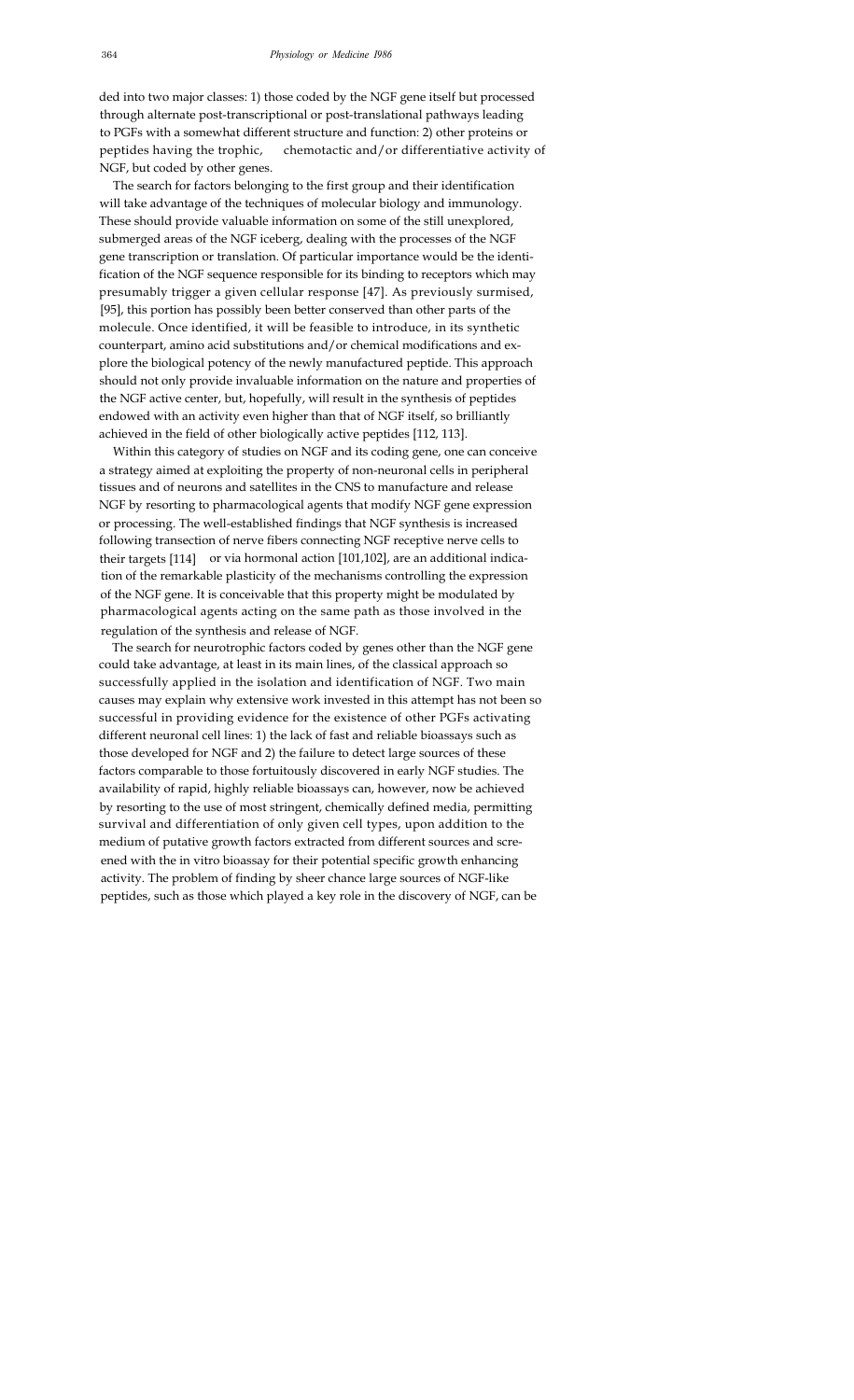ded into two major classes: 1) those coded by the NGF gene itself but processed through alternate post-transcriptional or post-translational pathways leading to PGFs with a somewhat different structure and function: 2) other proteins or peptides having the trophic, chemotactic and/or differentiative activity of NGF, but coded by other genes.

The search for factors belonging to the first group and their identification will take advantage of the techniques of molecular biology and immunology. These should provide valuable information on some of the still unexplored, submerged areas of the NGF iceberg, dealing with the processes of the NGF gene transcription or translation. Of particular importance would be the identification of the NGF sequence responsible for its binding to receptors which may presumably trigger a given cellular response [47]. As previously surmised, [95], this portion has possibly been better conserved than other parts of the molecule. Once identified, it will be feasible to introduce, in its synthetic counterpart, amino acid substitutions and/or chemical modifications and explore the biological potency of the newly manufactured peptide. This approach should not only provide invaluable information on the nature and properties of the NGF active center, but, hopefully, will result in the synthesis of peptides endowed with an activity even higher than that of NGF itself, so brilliantly achieved in the field of other biologically active peptides [112, 113].

Within this category of studies on NGF and its coding gene, one can conceive a strategy aimed at exploiting the property of non-neuronal cells in peripheral tissues and of neurons and satellites in the CNS to manufacture and release NGF by resorting to pharmacological agents that modify NGF gene expression or processing. The well-established findings that NGF synthesis is increased following transection of nerve fibers connecting NGF receptive nerve cells to their targets [114] or via hormonal action [101,102], are an additional indication of the remarkable plasticity of the mechanisms controlling the expression of the NGF gene. It is conceivable that this property might be modulated by pharmacological agents acting on the same path as those involved in the regulation of the synthesis and release of NGF.

The search for neurotrophic factors coded by genes other than the NGF gene could take advantage, at least in its main lines, of the classical approach so successfully applied in the isolation and identification of NGF. Two main causes may explain why extensive work invested in this attempt has not been so successful in providing evidence for the existence of other PGFs activating different neuronal cell lines: 1) the lack of fast and reliable bioassays such as those developed for NGF and 2) the failure to detect large sources of these factors comparable to those fortuitously discovered in early NGF studies. The availability of rapid, highly reliable bioassays can, however, now be achieved by resorting to the use of most stringent, chemically defined media, permitting survival and differentiation of only given cell types, upon addition to the medium of putative growth factors extracted from different sources and screened with the in vitro bioassay for their potential specific growth enhancing activity. The problem of finding by sheer chance large sources of NGF-like peptides, such as those which played a key role in the discovery of NGF, can be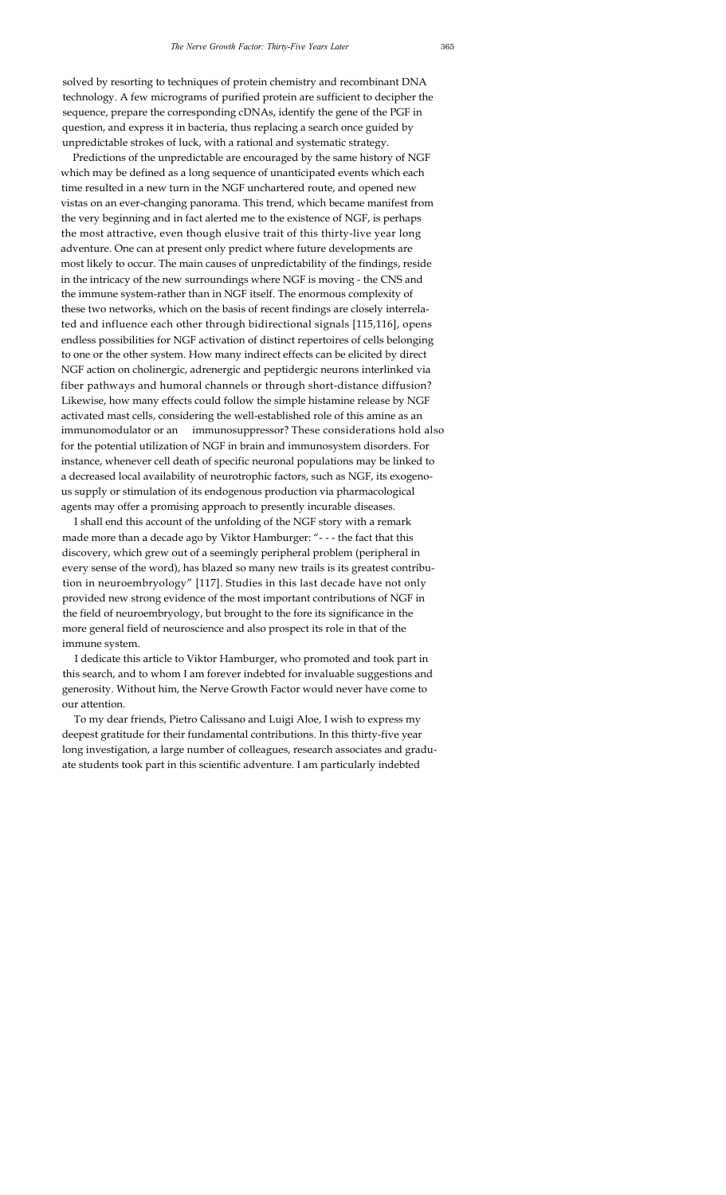solved by resorting to techniques of protein chemistry and recombinant DNA technology. A few micrograms of purified protein are sufficient to decipher the sequence, prepare the corresponding cDNAs, identify the gene of the PGF in question, and express it in bacteria, thus replacing a search once guided by unpredictable strokes of luck, with a rational and systematic strategy.

Predictions of the unpredictable are encouraged by the same history of NGF which may be defined as a long sequence of unanticipated events which each time resulted in a new turn in the NGF unchartered route, and opened new vistas on an ever-changing panorama. This trend, which became manifest from the very beginning and in fact alerted me to the existence of NGF, is perhaps the most attractive, even though elusive trait of this thirty-live year long adventure. One can at present only predict where future developments are most likely to occur. The main causes of unpredictability of the findings, reside in the intricacy of the new surroundings where NGF is moving - the CNS and the immune system-rather than in NGF itself. The enormous complexity of these two networks, which on the basis of recent findings are closely interrelated and influence each other through bidirectional signals [115,116], opens endless possibilities for NGF activation of distinct repertoires of cells belonging to one or the other system. How many indirect effects can be elicited by direct NGF action on cholinergic, adrenergic and peptidergic neurons interlinked via fiber pathways and humoral channels or through short-distance diffusion? Likewise, how many effects could follow the simple histamine release by NGF activated mast cells, considering the well-established role of this amine as an immunomodulator or an immunosuppressor? These considerations hold also for the potential utilization of NGF in brain and immunosystem disorders. For instance, whenever cell death of specific neuronal populations may be linked to a decreased local availability of neurotrophic factors, such as NGF, its exogenous supply or stimulation of its endogenous production via pharmacological agents may offer a promising approach to presently incurable diseases.

I shall end this account of the unfolding of the NGF story with a remark made more than a decade ago by Viktor Hamburger: "- - - the fact that this discovery, which grew out of a seemingly peripheral problem (peripheral in every sense of the word), has blazed so many new trails is its greatest contribution in neuroembryology" [117]. Studies in this last decade have not only provided new strong evidence of the most important contributions of NGF in the field of neuroembryology, but brought to the fore its significance in the more general field of neuroscience and also prospect its role in that of the immune system.

I dedicate this article to Viktor Hamburger, who promoted and took part in this search, and to whom I am forever indebted for invaluable suggestions and generosity. Without him, the Nerve Growth Factor would never have come to our attention.

To my dear friends, Pietro Calissano and Luigi Aloe, I wish to express my deepest gratitude for their fundamental contributions. In this thirty-five year long investigation, a large number of colleagues, research associates and graduate students took part in this scientific adventure. I am particularly indebted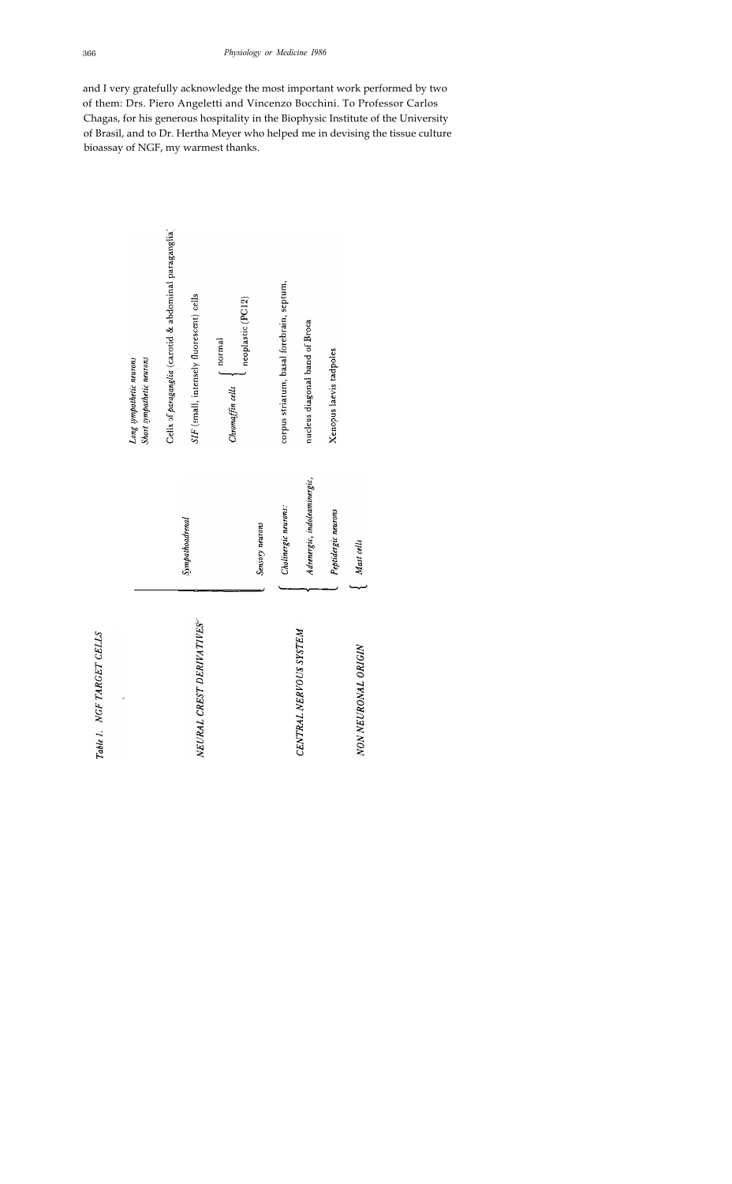and I very gratefully acknowledge the most important work performed by two of them: Drs. Piero Angeletti and Vincenzo Bocchini. To Professor Carlos Chagas, for his generous hospitality in the Biophysic Institute of the University of Brasil, and to Dr. Hertha Meyer who helped me in devising the tissue culture bioassay of NGF, my warmest thanks.

*Table 1.* NGF TARGET CELLS

| | | |
|---|---|---|
| *NEURAL CREST DERIVATIVES* | *Sympathoadrenal* | *Long sympathetic neurons* |
| | | *Short sympathetic neurons* |
| | | Cells of *paraganglia* (carotid & abdominal paraganglia) |
| | | *SIF* (small, intensely fluorescent) cells |
| | | *Chromaffin cells*: normal |
| | | *Chromaffin cells*: neoplastic (PC12) |
| | *Sensory neurons* | |
| *CENTRAL NERVOUS SYSTEM* | *Cholinergic neurons:* | corpus striatum, basal forebrain, septum, |
| | *Adrenergic, indoleaminergic,* | nucleus diagonal band of Broca |
| | *Peptidergic neurons* | Xenopus laevis tadpoles |
| *NON NEURONAL ORIGIN* | *Mast cells* | |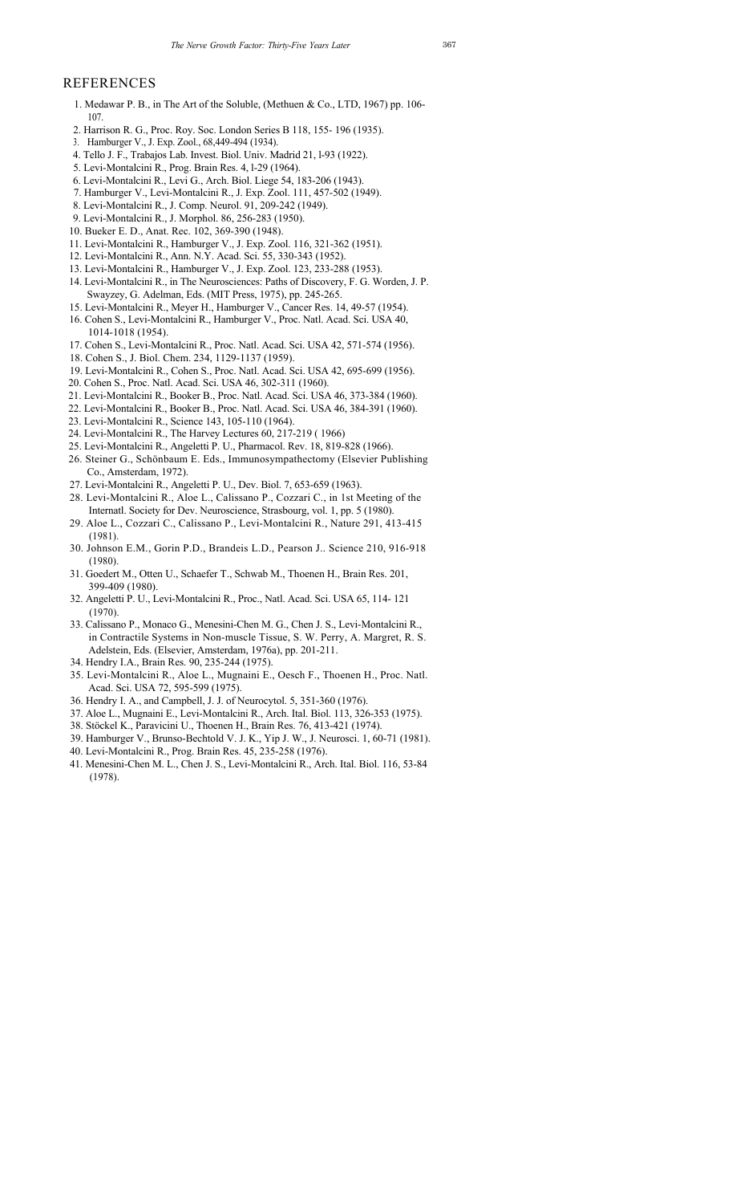## REFERENCES

1. Medawar P. B., in The Art of the Soluble, (Methuen & Co., LTD, 1967) pp. 106-107.
2. Harrison R. G., Proc. Roy. Soc. London Series B 118, 155- 196 (1935).
3. Hamburger V., J. Exp. Zool., 68,449-494 (1934).
4. Tello J. F., Trabajos Lab. Invest. Biol. Univ. Madrid 21, l-93 (1922).
5. Levi-Montalcini R., Prog. Brain Res. 4, l-29 (1964).
6. Levi-Montalcini R., Levi G., Arch. Biol. Liege 54, 183-206 (1943).
7. Hamburger V., Levi-Montalcini R., J. Exp. Zool. 111, 457-502 (1949).
8. Levi-Montalcini R., J. Comp. Neurol. 91, 209-242 (1949).
9. Levi-Montalcini R., J. Morphol. 86, 256-283 (1950).
10. Bueker E. D., Anat. Rec. 102, 369-390 (1948).
11. Levi-Montalcini R., Hamburger V., J. Exp. Zool. 116, 321-362 (1951).
12. Levi-Montalcini R., Ann. N.Y. Acad. Sci. 55, 330-343 (1952).
13. Levi-Montalcini R., Hamburger V., J. Exp. Zool. 123, 233-288 (1953).
14. Levi-Montalcini R., in The Neurosciences: Paths of Discovery, F. G. Worden, J. P. Swayzey, G. Adelman, Eds. (MIT Press, 1975), pp. 245-265.
15. Levi-Montalcini R., Meyer H., Hamburger V., Cancer Res. 14, 49-57 (1954).
16. Cohen S., Levi-Montalcini R., Hamburger V., Proc. Natl. Acad. Sci. USA 40, 1014-1018 (1954).
17. Cohen S., Levi-Montalcini R., Proc. Natl. Acad. Sci. USA 42, 571-574 (1956).
18. Cohen S., J. Biol. Chem. 234, 1129-1137 (1959).
19. Levi-Montalcini R., Cohen S., Proc. Natl. Acad. Sci. USA 42, 695-699 (1956).
20. Cohen S., Proc. Natl. Acad. Sci. USA 46, 302-311 (1960).
21. Levi-Montalcini R., Booker B., Proc. Natl. Acad. Sci. USA 46, 373-384 (1960).
22. Levi-Montalcini R., Booker B., Proc. Natl. Acad. Sci. USA 46, 384-391 (1960).
23. Levi-Montalcini R., Science 143, 105-110 (1964).
24. Levi-Montalcini R., The Harvey Lectures 60, 217-219 ( 1966)
25. Levi-Montalcini R., Angeletti P. U., Pharmacol. Rev. 18, 819-828 (1966).
26. Steiner G., Schönbaum E. Eds., Immunosympathectomy (Elsevier Publishing Co., Amsterdam, 1972).
27. Levi-Montalcini R., Angeletti P. U., Dev. Biol. 7, 653-659 (1963).
28. Levi-Montalcini R., Aloe L., Calissano P., Cozzari C., in 1st Meeting of the Internatl. Society for Dev. Neuroscience, Strasbourg, vol. 1, pp. 5 (1980).
29. Aloe L., Cozzari C., Calissano P., Levi-Montalcini R., Nature 291, 413-415 (1981).
30. Johnson E.M., Gorin P.D., Brandeis L.D., Pearson J.. Science 210, 916-918 (1980).
31. Goedert M., Otten U., Schaefer T., Schwab M., Thoenen H., Brain Res. 201, 399-409 (1980).
32. Angeletti P. U., Levi-Montalcini R., Proc., Natl. Acad. Sci. USA 65, 114- 121 (1970).
33. Calissano P., Monaco G., Menesini-Chen M. G., Chen J. S., Levi-Montalcini R., in Contractile Systems in Non-muscle Tissue, S. W. Perry, A. Margret, R. S. Adelstein, Eds. (Elsevier, Amsterdam, 1976a), pp. 201-211.
34. Hendry I.A., Brain Res. 90, 235-244 (1975).
35. Levi-Montalcini R., Aloe L., Mugnaini E., Oesch F., Thoenen H., Proc. Natl. Acad. Sci. USA 72, 595-599 (1975).
36. Hendry I. A., and Campbell, J. J. of Neurocytol. 5, 351-360 (1976).
37. Aloe L., Mugnaini E., Levi-Montalcini R., Arch. Ital. Biol. 113, 326-353 (1975).
38. Stöckel K., Paravicini U., Thoenen H., Brain Res. 76, 413-421 (1974).
39. Hamburger V., Brunso-Bechtold V. J. K., Yip J. W., J. Neurosci. 1, 60-71 (1981).
40. Levi-Montalcini R., Prog. Brain Res. 45, 235-258 (1976).
41. Menesini-Chen M. L., Chen J. S., Levi-Montalcini R., Arch. Ital. Biol. 116, 53-84 (1978).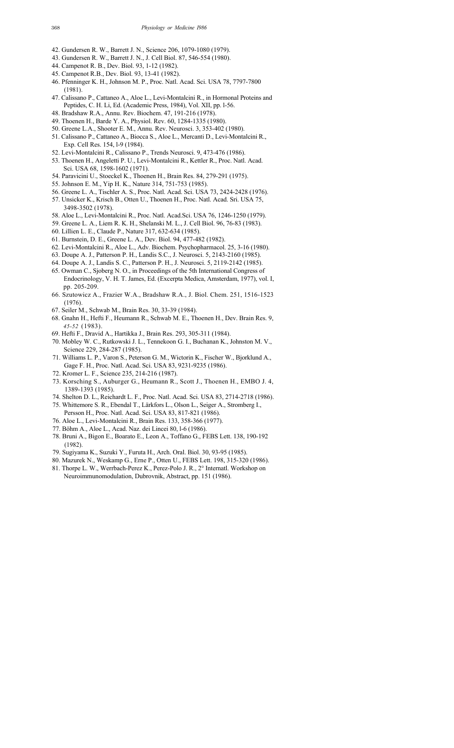42. Gundersen R. W., Barrett J. N., Science 206, 1079-1080 (1979).
43. Gundersen R. W., Barrett J. N., J. Cell Biol. 87, 546-554 (1980).
44. Campenot R. B., Dev. Biol. 93, 1-12 (1982).
45. Campenot R.B., Dev. Biol. 93, 13-41 (1982).
46. Pfenninger K. H., Johnson M. P., Proc. Natl. Acad. Sci. USA 78, 7797-7800 (1981).
47. Calissano P., Cattaneo A., Aloe L., Levi-Montalcini R., in Hormonal Proteins and Peptides, C. H. Li, Ed. (Academic Press, 1984), Vol. XII, pp. l-56.
48. Bradshaw R.A., Annu. Rev. Biochem. 47, 191-216 (1978).
49. Thoenen H., Barde Y. A., Physiol. Rev. 60, 1284-1335 (1980).
50. Greene L.A., Shooter E. M., Annu. Rev. Neurosci. 3, 353-402 (1980).
51. Calissano P., Cattaneo A., Biocca S., Aloe L., Mercanti D., Levi-Montalcini R., Exp. Cell Res. 154, l-9 (1984).
52. Levi-Montalcini R., Calissano P., Trends Neurosci. 9, 473-476 (1986).
53. Thoenen H., Angeletti P. U., Levi-Montalcini R., Kettler R., Proc. Natl. Acad. Sci. USA 68, 1598-1602 (1971).
54. Paravicini U., Stoeckel K., Thoenen H., Brain Res. 84, 279-291 (1975).
55. Johnson E. M., Yip H. K., Nature 314, 751-753 (1985).
56. Greene L. A., Tischler A. S., Proc. Natl. Acad. Sci. USA 73, 2424-2428 (1976).
57. Unsicker K., Krisch B., Otten U., Thoenen H., Proc. Natl. Acad. Sri. USA 75, 3498-3502 (1978).
58. Aloe L., Levi-Montalcini R., Proc. Natl. Acad.Sci. USA 76, 1246-1250 (1979).
59. Greene L. A., Liem R. K. H., Shelanski M. L., J. Cell Biol. 96, 76-83 (1983).
60. Lillien L. E., Claude P., Nature 317, 632-634 (1985).
61. Burnstein, D. E., Greene L. A., Dev. Biol. 94, 477-482 (1982).
62. Levi-Montalcini R., Aloe L., Adv. Biochem. Psychopharmacol. 25, 3-16 (1980).
63. Doupe A. J., Patterson P. H., Landis S.C., J. Neurosci. 5, 2143-2160 (1985).
64. Doupe A. J., Landis S. C., Patterson P. H., J. Neurosci. 5, 2119-2142 (1985).
65. Owman C., Sjoberg N. O., in Proceedings of the 5th International Congress of Endocrinology, V. H. T. James, Ed. (Excerpta Medica, Amsterdam, 1977), vol. I, pp. 205-209.
66. Szutowicz A., Frazier W.A., Bradshaw R.A., J. Biol. Chem. 251, 1516-1523 (1976).
67. Seiler M., Schwab M., Brain Res. 30, 33-39 (1984).
68. Gnahn H., Hefti F., Heumann R., Schwab M. E., Thoenen H., Dev. Brain Res. 9, *45-52* (1983).
69. Hefti F., Dravid A., Hartikka J., Brain Res. 293, 305-311 (1984).
70. Mobley W. C., Rutkowski J. L., Tennekoon G. I., Buchanan K., Johnston M. V., Science 229, 284-287 (1985).
71. Williams L. P., Varon S., Peterson G. M., Wictorin K., Fischer W., Bjorklund A., Gage F. H., Proc. Natl. Acad. Sci. USA 83, 9231-9235 (1986).
72. Kromer L. F., Science 235, 214-216 (1987).
73. Korsching S., Auburger G., Heumann R., Scott J., Thoenen H., EMBO J. 4, 1389-1393 (1985).
74. Shelton D. L., Reichardt L. F., Proc. Natl. Acad. Sci. USA 83, 2714-2718 (1986).
75. Whittemore S. R., Ebendal T., Lärkfors L., Olson L., Seiger A., Stromberg I., Persson H., Proc. Natl. Acad. Sci. USA 83, 817-821 (1986).
76. Aloe L., Levi-Montalcini R., Brain Res. 133, 358-366 (1977).
77. Böhm A., Aloe L., Acad. Naz. dei Lincei 80, l-6 (1986).
78. Bruni A., Bigon E., Boarato E., Leon A., Toffano G., FEBS Lett. 138, 190-192 (1982).
79. Sugiyama K., Suzuki Y., Furuta H., Arch. Oral. Biol. 30, 93-95 (1985).
80. Mazurek N., Weskamp G., Erne P., Otten U., FEBS Lett. 198, 315-320 (1986).
81. Thorpe L. W., Werrbach-Perez K., Perez-Polo J. R., 2° Internatl. Workshop on Neuroimmunomodulation, Dubrovnik, Abstract, pp. 151 (1986).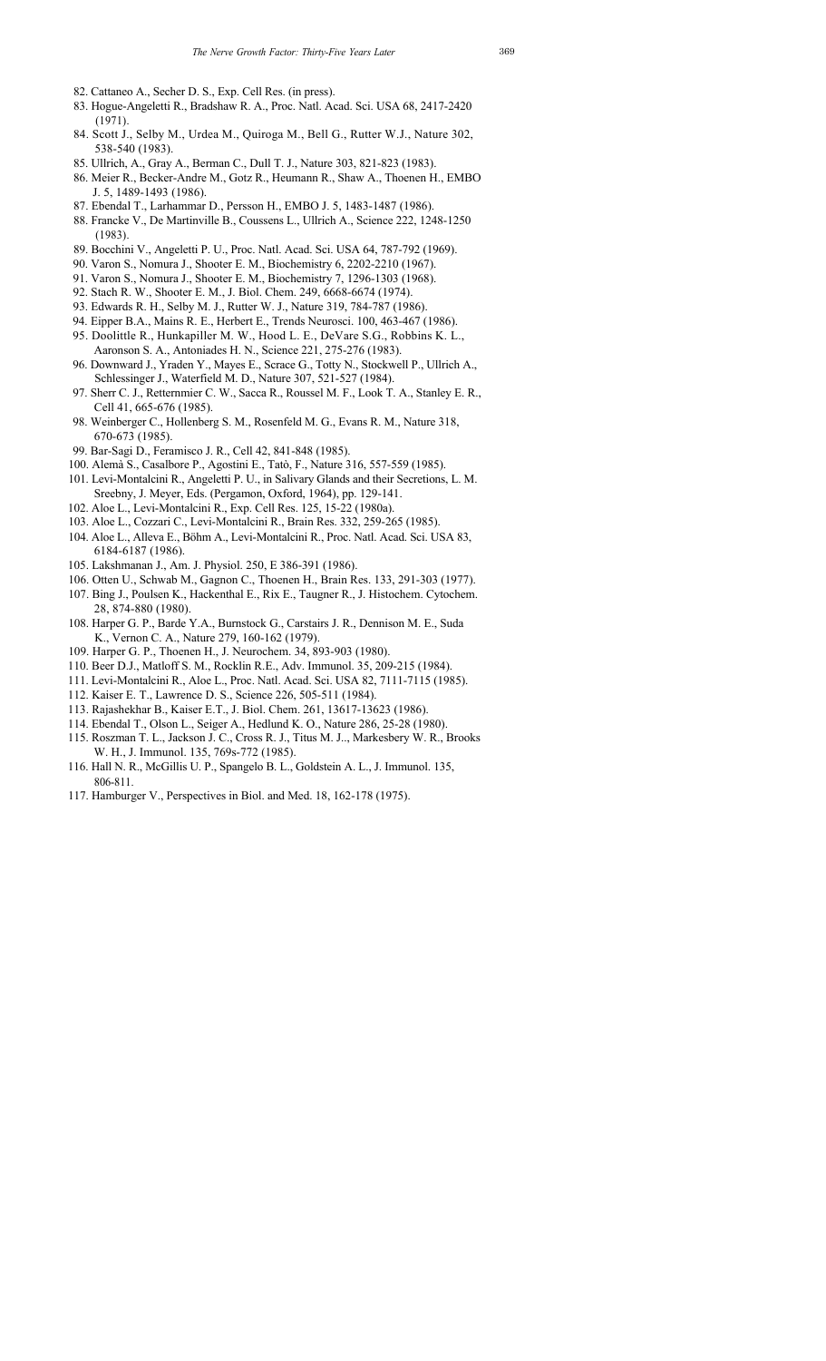82. Cattaneo A., Secher D. S., Exp. Cell Res. (in press).
83. Hogue-Angeletti R., Bradshaw R. A., Proc. Natl. Acad. Sci. USA 68, 2417-2420 (1971).
84. Scott J., Selby M., Urdea M., Quiroga M., Bell G., Rutter W.J., Nature 302, 538-540 (1983).
85. Ullrich, A., Gray A., Berman C., Dull T. J., Nature 303, 821-823 (1983).
86. Meier R., Becker-Andre M., Gotz R., Heumann R., Shaw A., Thoenen H., EMBO J. 5, 1489-1493 (1986).
87. Ebendal T., Larhammar D., Persson H., EMBO J. 5, 1483-1487 (1986).
88. Francke V., De Martinville B., Coussens L., Ullrich A., Science 222, 1248-1250 (1983).
89. Bocchini V., Angeletti P. U., Proc. Natl. Acad. Sci. USA 64, 787-792 (1969).
90. Varon S., Nomura J., Shooter E. M., Biochemistry 6, 2202-2210 (1967).
91. Varon S., Nomura J., Shooter E. M., Biochemistry 7, 1296-1303 (1968).
92. Stach R. W., Shooter E. M., J. Biol. Chem. 249, 6668-6674 (1974).
93. Edwards R. H., Selby M. J., Rutter W. J., Nature 319, 784-787 (1986).
94. Eipper B.A., Mains R. E., Herbert E., Trends Neurosci. 100, 463-467 (1986).
95. Doolittle R., Hunkapiller M. W., Hood L. E., DeVare S.G., Robbins K. L., Aaronson S. A., Antoniades H. N., Science 221, 275-276 (1983).
96. Downward J., Yraden Y., Mayes E., Scrace G., Totty N., Stockwell P., Ullrich A., Schlessinger J., Waterfield M. D., Nature 307, 521-527 (1984).
97. Sherr C. J., Retternmier C. W., Sacca R., Roussel M. F., Look T. A., Stanley E. R., Cell 41, 665-676 (1985).
98. Weinberger C., Hollenberg S. M., Rosenfeld M. G., Evans R. M., Nature 318, 670-673 (1985).
99. Bar-Sagi D., Feramisco J. R., Cell 42, 841-848 (1985).
100. Alemà S., Casalbore P., Agostini E., Tatò, F., Nature 316, 557-559 (1985).
101. Levi-Montalcini R., Angeletti P. U., in Salivary Glands and their Secretions, L. M. Sreebny, J. Meyer, Eds. (Pergamon, Oxford, 1964), pp. 129-141.
102. Aloe L., Levi-Montalcini R., Exp. Cell Res. 125, 15-22 (1980a).
103. Aloe L., Cozzari C., Levi-Montalcini R., Brain Res. 332, 259-265 (1985).
104. Aloe L., Alleva E., Böhm A., Levi-Montalcini R., Proc. Natl. Acad. Sci. USA 83, 6184-6187 (1986).
105. Lakshmanan J., Am. J. Physiol. 250, E 386-391 (1986).
106. Otten U., Schwab M., Gagnon C., Thoenen H., Brain Res. 133, 291-303 (1977).
107. Bing J., Poulsen K., Hackenthal E., Rix E., Taugner R., J. Histochem. Cytochem. 28, 874-880 (1980).
108. Harper G. P., Barde Y.A., Burnstock G., Carstairs J. R., Dennison M. E., Suda K., Vernon C. A., Nature 279, 160-162 (1979).
109. Harper G. P., Thoenen H., J. Neurochem. 34, 893-903 (1980).
110. Beer D.J., Matloff S. M., Rocklin R.E., Adv. Immunol. 35, 209-215 (1984).
111. Levi-Montalcini R., Aloe L., Proc. Natl. Acad. Sci. USA 82, 7111-7115 (1985).
112. Kaiser E. T., Lawrence D. S., Science 226, 505-511 (1984).
113. Rajashekhar B., Kaiser E.T., J. Biol. Chem. 261, 13617-13623 (1986).
114. Ebendal T., Olson L., Seiger A., Hedlund K. O., Nature 286, 25-28 (1980).
115. Roszman T. L., Jackson J. C., Cross R. J., Titus M. J.., Markesbery W. R., Brooks W. H., J. Immunol. 135, 769s-772 (1985).
116. Hall N. R., McGillis U. P., Spangelo B. L., Goldstein A. L., J. Immunol. 135, 806-811.
117. Hamburger V., Perspectives in Biol. and Med. 18, 162-178 (1975).